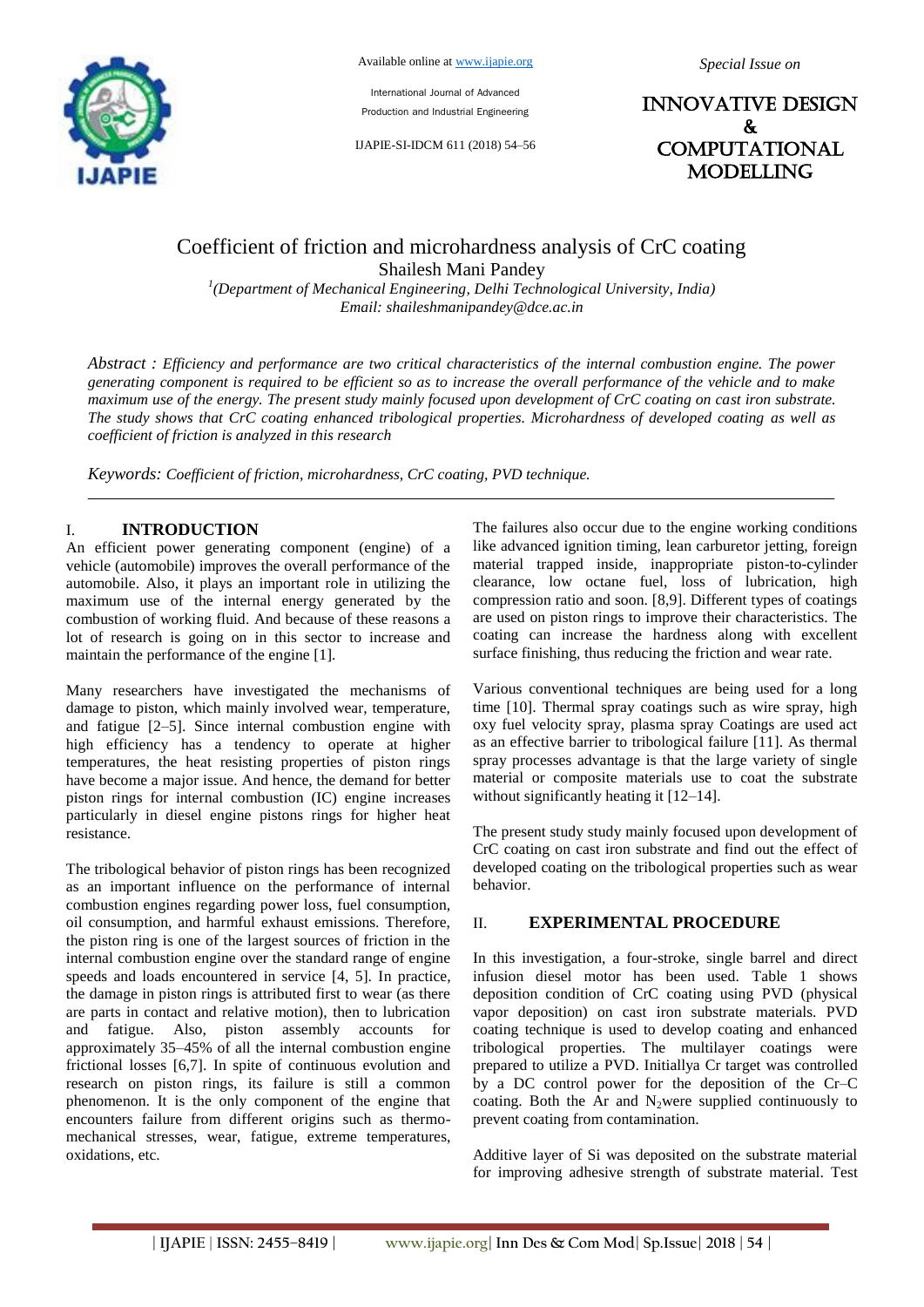# Coefficient of friction and microhardness analysis of CrC coating

Shailesh Mani Pandey

[1](Department of Mechanical Engineering, Delhi Technological University, India)
Email: shaileshmanipandey@dce.ac.in

*Abstract : Efficiency and performance are two critical characteristics of the internal combustion engine. The power generating component is required to be efficient so as to increase the overall performance of the vehicle and to make maximum use of the energy. The present study mainly focused upon development of CrC coating on cast iron substrate. The study shows that CrC coating enhanced tribological properties. Microhardness of developed coating as well as coefficient of friction is analyzed in this research*

*Keywords: Coefficient of friction, microhardness, CrC coating, PVD technique.*

## I. INTRODUCTION

An efficient power generating component (engine) of a vehicle (automobile) improves the overall performance of the automobile. Also, it plays an important role in utilizing the maximum use of the internal energy generated by the combustion of working fluid. And because of these reasons a lot of research is going on in this sector to increase and maintain the performance of the engine [1].

Many researchers have investigated the mechanisms of damage to piston, which mainly involved wear, temperature, and fatigue [2–5]. Since internal combustion engine with high efficiency has a tendency to operate at higher temperatures, the heat resisting properties of piston rings have become a major issue. And hence, the demand for better piston rings for internal combustion (IC) engine increases particularly in diesel engine pistons rings for higher heat resistance.

The tribological behavior of piston rings has been recognized as an important influence on the performance of internal combustion engines regarding power loss, fuel consumption, oil consumption, and harmful exhaust emissions. Therefore, the piston ring is one of the largest sources of friction in the internal combustion engine over the standard range of engine speeds and loads encountered in service [4, 5]. In practice, the damage in piston rings is attributed first to wear (as there are parts in contact and relative motion), then to lubrication and fatigue. Also, piston assembly accounts for approximately 35–45% of all the internal combustion engine frictional losses [6,7]. In spite of continuous evolution and research on piston rings, its failure is still a common phenomenon. It is the only component of the engine that encounters failure from different origins such as thermo-mechanical stresses, wear, fatigue, extreme temperatures, oxidations, etc.

The failures also occur due to the engine working conditions like advanced ignition timing, lean carburetor jetting, foreign material trapped inside, inappropriate piston-to-cylinder clearance, low octane fuel, loss of lubrication, high compression ratio and soon. [8,9]. Different types of coatings are used on piston rings to improve their characteristics. The coating can increase the hardness along with excellent surface finishing, thus reducing the friction and wear rate.

Various conventional techniques are being used for a long time [10]. Thermal spray coatings such as wire spray, high oxy fuel velocity spray, plasma spray Coatings are used act as an effective barrier to tribological failure [11]. As thermal spray processes advantage is that the large variety of single material or composite materials use to coat the substrate without significantly heating it [12–14].

The present study study mainly focused upon development of CrC coating on cast iron substrate and find out the effect of developed coating on the tribological properties such as wear behavior.

## II. EXPERIMENTAL PROCEDURE

In this investigation, a four-stroke, single barrel and direct infusion diesel motor has been used. Table 1 shows deposition condition of CrC coating using PVD (physical vapor deposition) on cast iron substrate materials. PVD coating technique is used to develop coating and enhanced tribological properties. The multilayer coatings were prepared to utilize a PVD. Initiallya Cr target was controlled by a DC control power for the deposition of the Cr–C coating. Both the Ar and $N_2$were supplied continuously to prevent coating from contamination.

Additive layer of Si was deposited on the substrate material for improving adhesive strength of substrate material. Test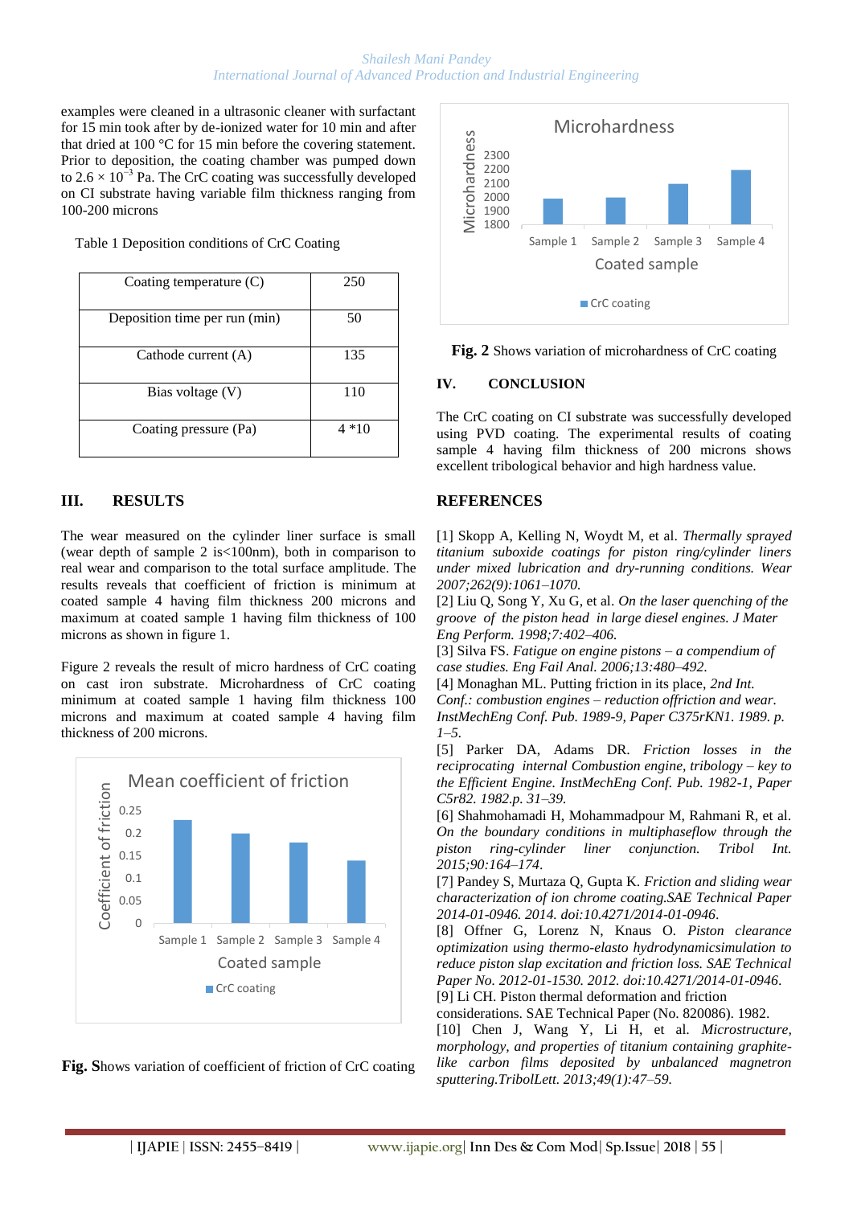examples were cleaned in a ultrasonic cleaner with surfactant for 15 min took after by de-ionized water for 10 min and after that dried at 100 °C for 15 min before the covering statement. Prior to deposition, the coating chamber was pumped down to $2.6 \times 10^{-3}$ Pa. The CrC coating was successfully developed on CI substrate having variable film thickness ranging from 100-200 microns

Table 1 Deposition conditions of CrC Coating

| Coating temperature (C) | 250 |
|---|---|
| Deposition time per run (min) | 50 |
| Cathode current (A) | 135 |
| Bias voltage (V) | 110 |
| Coating pressure (Pa) | 4 *10 |

## III. RESULTS

The wear measured on the cylinder liner surface is small (wear depth of sample 2 is<100nm), both in comparison to real wear and comparison to the total surface amplitude. The results reveals that coefficient of friction is minimum at coated sample 4 having film thickness 200 microns and maximum at coated sample 1 having film thickness of 100 microns as shown in figure 1.

Figure 2 reveals the result of micro hardness of CrC coating on cast iron substrate. Microhardness of CrC coating minimum at coated sample 1 having film thickness 100 microns and maximum at coated sample 4 having film thickness of 200 microns.

**Fig. S**hows variation of coefficient of friction of CrC coating

**Fig. 2** Shows variation of microhardness of CrC coating

## IV. CONCLUSION

The CrC coating on CI substrate was successfully developed using PVD coating. The experimental results of coating sample 4 having film thickness of 200 microns shows excellent tribological behavior and high hardness value.

## REFERENCES

[1] Skopp A, Kelling N, Woydt M, et al. *Thermally sprayed titanium suboxide coatings for piston ring/cylinder liners under mixed lubrication and dry-running conditions. Wear 2007;262(9):1061–1070.*

[2] Liu Q, Song Y, Xu G, et al. *On the laser quenching of the groove of the piston head in large diesel engines. J Mater Eng Perform. 1998;7:402–406.*

[3] Silva FS. *Fatigue on engine pistons – a compendium of case studies. Eng Fail Anal. 2006;13:480–492.*

[4] Monaghan ML. Putting friction in its place, *2nd Int. Conf.: combustion engines – reduction offriction and wear. InstMechEng Conf. Pub. 1989-9, Paper C375rKN1. 1989. p. 1–5.*

[5] Parker DA, Adams DR. *Friction losses in the reciprocating internal Combustion engine, tribology – key to the Efficient Engine. InstMechEng Conf. Pub. 1982-1, Paper C5r82. 1982.p. 31–39.*

[6] Shahmohamadi H, Mohammadpour M, Rahmani R, et al. *On the boundary conditions in multiphaseflow through the piston ring-cylinder liner conjunction. Tribol Int. 2015;90:164–174.*

[7] Pandey S, Murtaza Q, Gupta K. *Friction and sliding wear characterization of ion chrome coating.SAE Technical Paper 2014-01-0946. 2014. doi:10.4271/2014-01-0946.*

[8] Offner G, Lorenz N, Knaus O. *Piston clearance optimization using thermo-elasto hydrodynamicsimulation to reduce piston slap excitation and friction loss. SAE Technical Paper No. 2012-01-1530. 2012. doi:10.4271/2014-01-0946.*

[9] Li CH. Piston thermal deformation and friction considerations. SAE Technical Paper (No. 820086). 1982.

[10] Chen J, Wang Y, Li H, et al. *Microstructure, morphology, and properties of titanium containing graphite-like carbon films deposited by unbalanced magnetron sputtering.TribolLett. 2013;49(1):47–59.*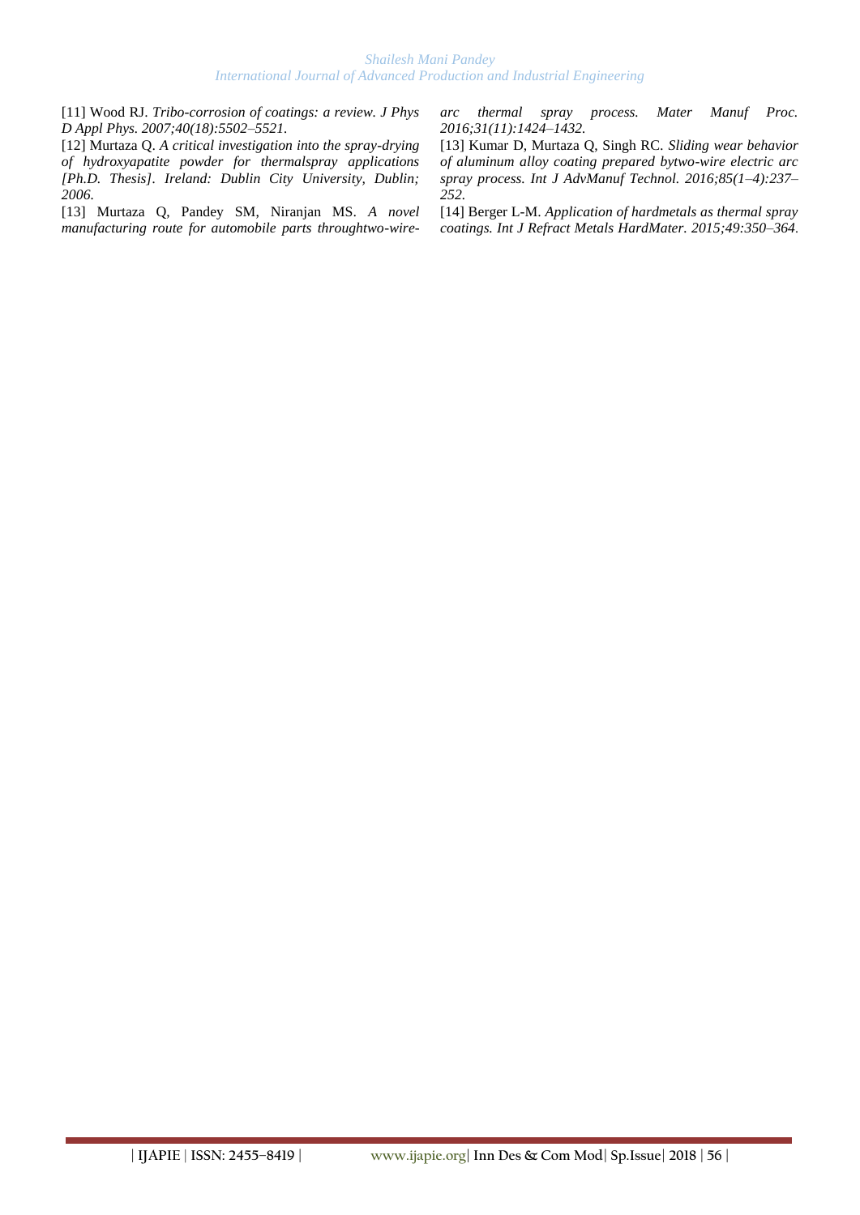[11] Wood RJ. *Tribo-corrosion of coatings: a review. J Phys D Appl Phys. 2007;40(18):5502–5521.*

[12] Murtaza Q. *A critical investigation into the spray-drying of hydroxyapatite powder for thermalspray applications [Ph.D. Thesis]. Ireland: Dublin City University, Dublin; 2006.*

[13] Murtaza Q, Pandey SM, Niranjan MS. *A novel manufacturing route for automobile parts throughtwo-wire-arc thermal spray process. Mater Manuf Proc. 2016;31(11):1424–1432.*

[13] Kumar D, Murtaza Q, Singh RC. *Sliding wear behavior of aluminum alloy coating prepared bytwo-wire electric arc spray process. Int J AdvManuf Technol. 2016;85(1–4):237–252.*

[14] Berger L-M. *Application of hardmetals as thermal spray coatings. Int J Refract Metals HardMater. 2015;49:350–364.*